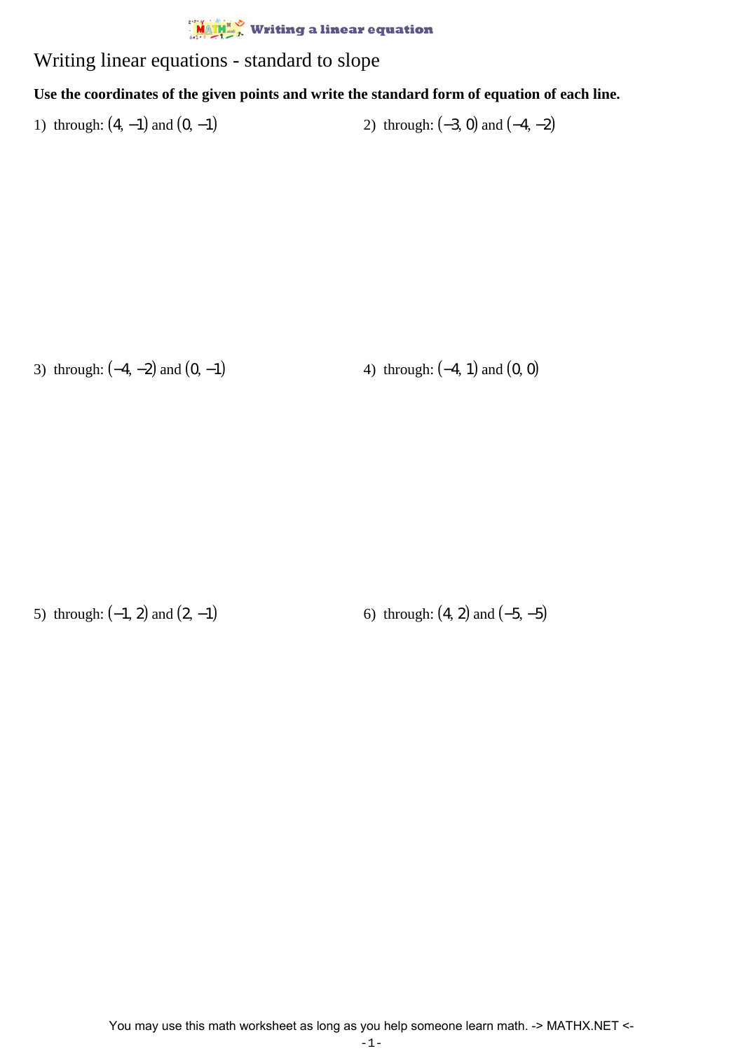# Writing linear equations - standard to slope

**Use the coordinates of the given points and write the standard form of equation of each line.**

1) through: $(4, -1)$ and $(0, -1)$

2) through: $(-3, 0)$ and $(-4, -2)$

3) through: $(-4, -2)$ and $(0, -1)$

4) through: $(-4, 1)$ and $(0, 0)$

5) through: $(-1, 2)$ and $(2, -1)$

6) through: $(4, 2)$ and $(-5, -5)$

You may use this math worksheet as long as you help someone learn math. -> MATHX.NET <-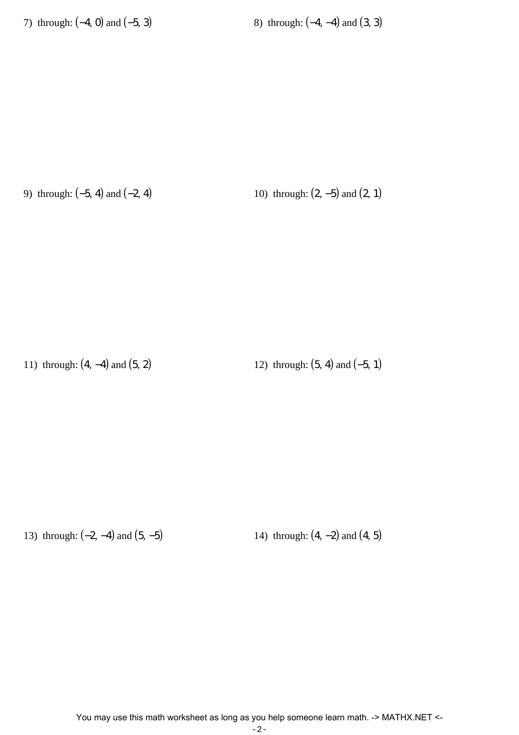7) through: $(-4, 0)$ and $(-5, 3)$

8) through: $(-4, -4)$ and $(3, 3)$

9) through: $(-5, 4)$ and $(-2, 4)$

10) through: $(2, -5)$ and $(2, 1)$

11) through: $(4, -4)$ and $(5, 2)$

12) through: $(5, 4)$ and $(-5, 1)$

13) through: $(-2, -4)$ and $(5, -5)$

14) through: $(4, -2)$ and $(4, 5)$

You may use this math worksheet as long as you help someone learn math. -> MATHX.NET <-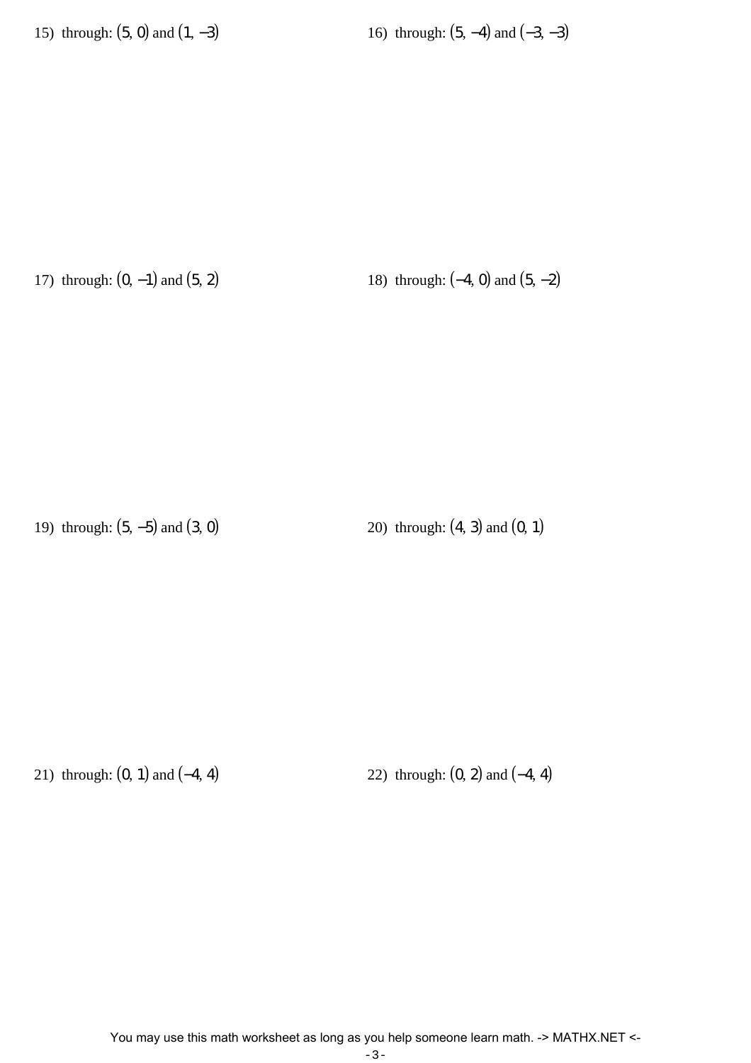15) through: $(5, 0)$ and $(1, -3)$

16) through: $(5, -4)$ and $(-3, -3)$

17) through: $(0, -1)$ and $(5, 2)$

18) through: $(-4, 0)$ and $(5, -2)$

19) through: $(5, -5)$ and $(3, 0)$

20) through: $(4, 3)$ and $(0, 1)$

21) through: $(0, 1)$ and $(-4, 4)$

22) through: $(0, 2)$ and $(-4, 4)$

You may use this math worksheet as long as you help someone learn math. -> MATHX.NET <-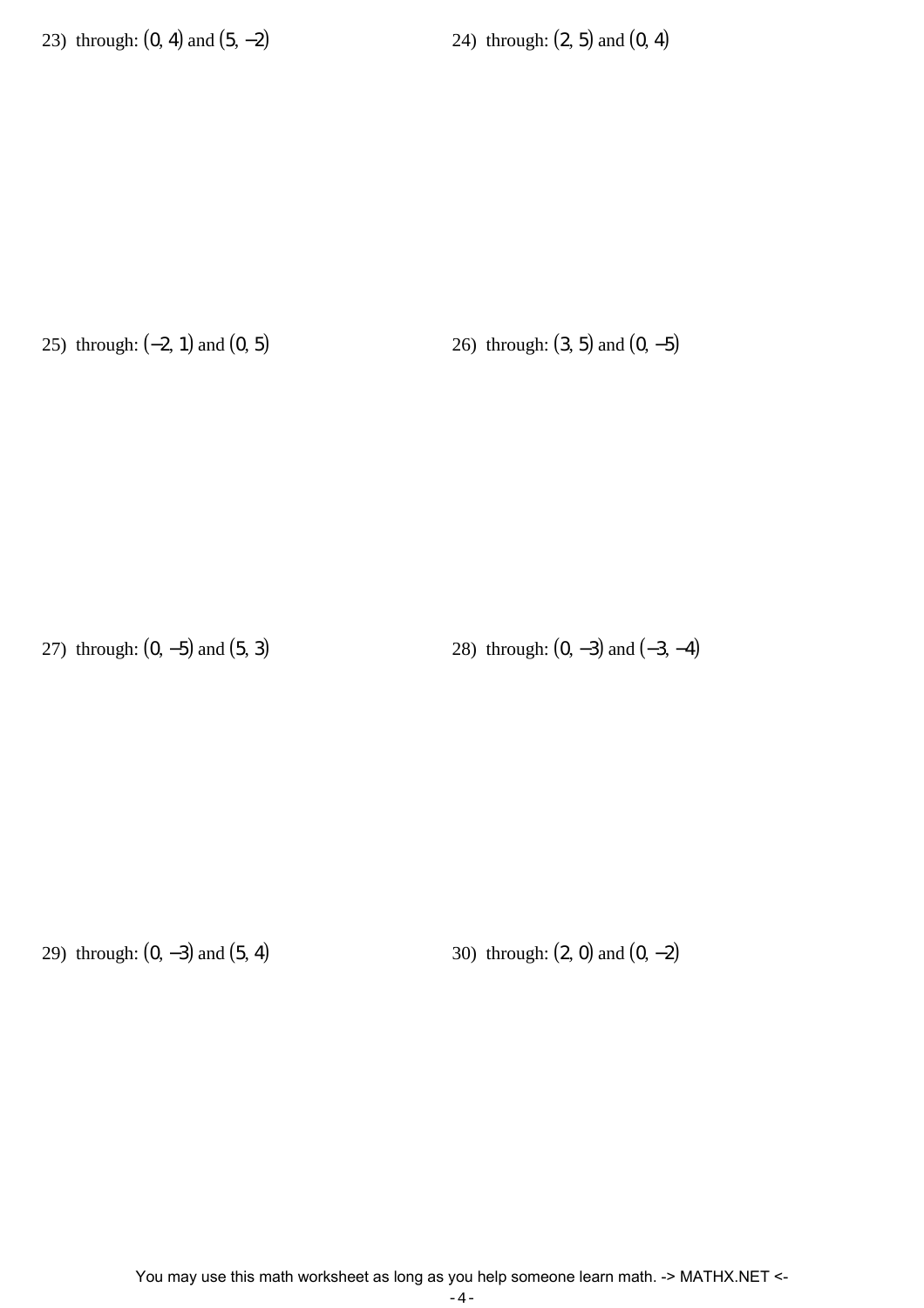23) through: $(0, 4)$ and $(5, -2)$

24) through: $(2, 5)$ and $(0, 4)$

25) through: $(-2, 1)$ and $(0, 5)$

26) through: $(3, 5)$ and $(0, -5)$

27) through: $(0, -5)$ and $(5, 3)$

28) through: $(0, -3)$ and $(-3, -4)$

29) through: $(0, -3)$ and $(5, 4)$

30) through: $(2, 0)$ and $(0, -2)$

You may use this math worksheet as long as you help someone learn math. -> MATHX.NET <-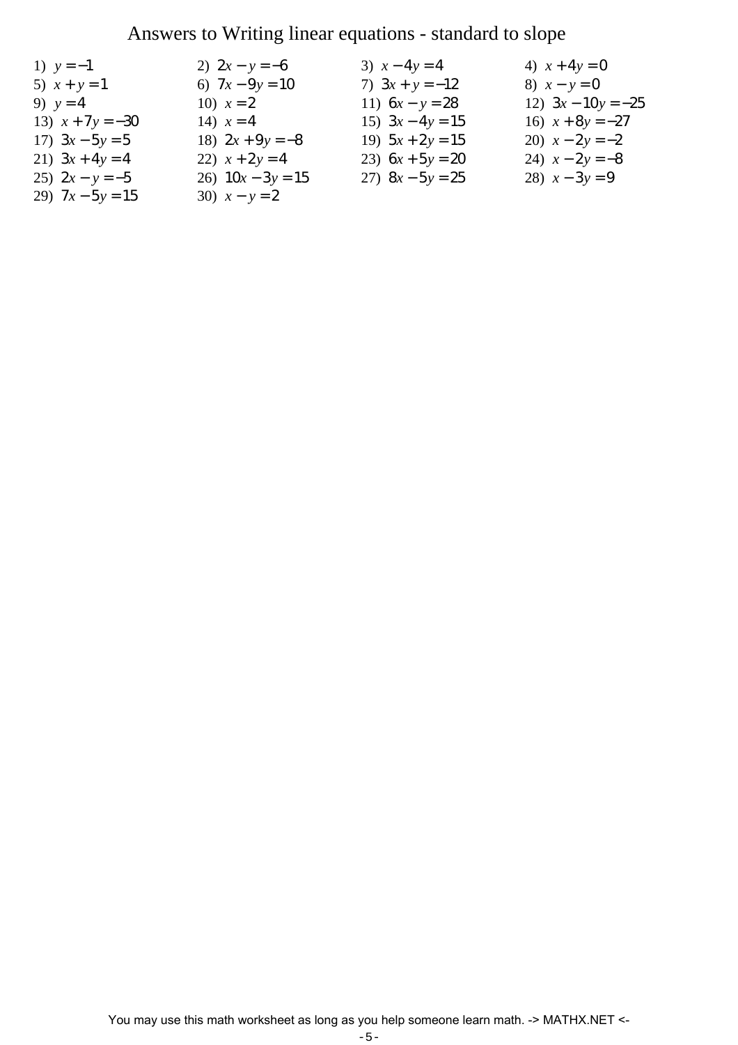# Answers to Writing linear equations - standard to slope

1) $y = -1$
2) $2x - y = -6$
3) $x - 4y = 4$
4) $x + 4y = 0$
5) $x + y = 1$
6) $7x - 9y = 10$
7) $3x + y = -12$
8) $x - y = 0$
9) $y = 4$
10) $x = 2$
11) $6x - y = 28$
12) $3x - 10y = -25$
13) $x + 7y = -30$
14) $x = 4$
15) $3x - 4y = 15$
16) $x + 8y = -27$
17) $3x - 5y = 5$
18) $2x + 9y = -8$
19) $5x + 2y = 15$
20) $x - 2y = -2$
21) $3x + 4y = 4$
22) $x + 2y = 4$
23) $6x + 5y = 20$
24) $x - 2y = -8$
25) $2x - y = -5$
26) $10x - 3y = 15$
27) $8x - 5y = 25$
28) $x - 3y = 9$
29) $7x - 5y = 15$
30) $x - y = 2$

You may use this math worksheet as long as you help someone learn math. -> MATHX.NET <-